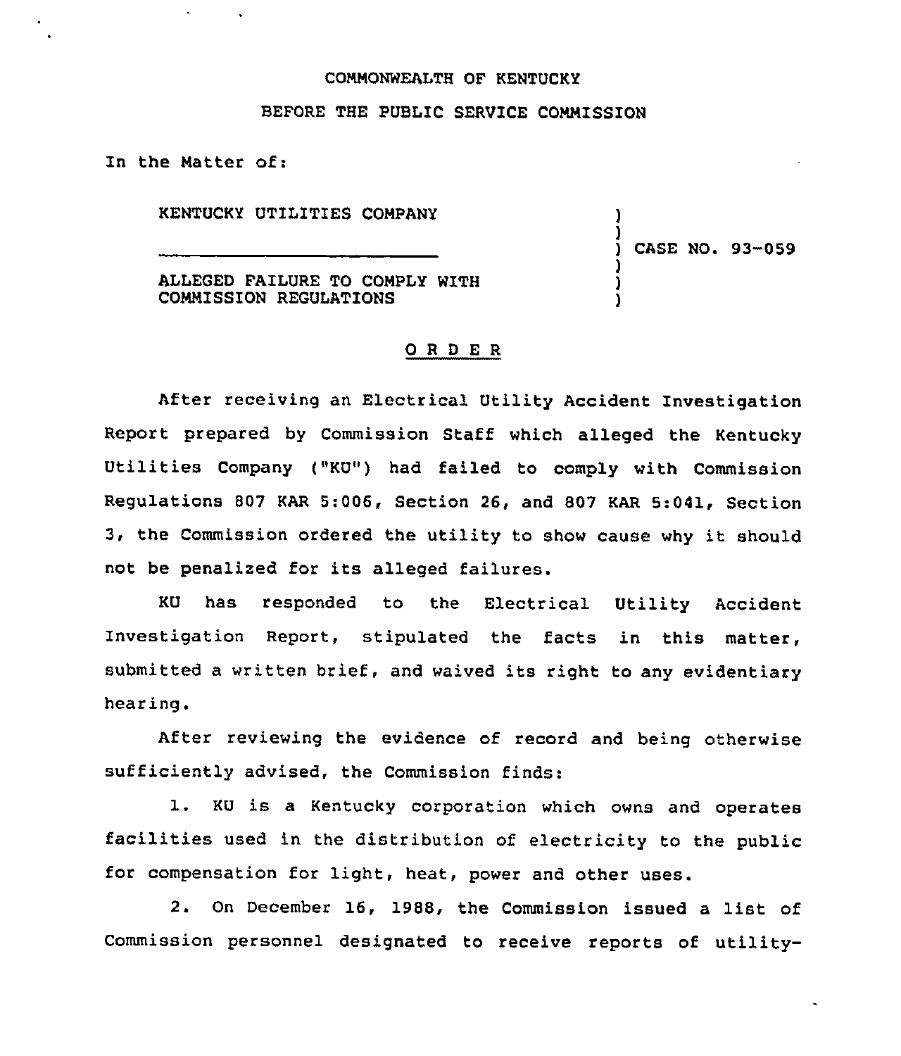COMMONWEALTH OF KENTUCKY

BEFORE THE PUBLIC SERVICE COMMISSION

In the Matter of:

| | |
|---|---|
| KENTUCKY UTILITIES COMPANY<br><br>ALLEGED FAILURE TO COMPLY WITH COMMISSION REGULATIONS | ) CASE NO. 93-059 |

## O R D E R

After receiving an Electrical Utility Accident Investigation Report prepared by Commission Staff which alleged the Kentucky Utilities Company ("KU") had failed to comply with Commission Regulations 807 KAR 5:006, Section 26, and 807 KAR 5:041, Section 3, the Commission ordered the utility to show cause why it should not be penalized for its alleged failures.

KU has responded to the Electrical Utility Accident Investigation Report, stipulated the facts in this matter, submitted a written brief, and waived its right to any evidentiary hearing.

After reviewing the evidence of record and being otherwise sufficiently advised, the Commission finds:

1. KU is a Kentucky corporation which owns and operates facilities used in the distribution of electricity to the public for compensation for light, heat, power and other uses.

2. On December 16, 1988, the Commission issued a list of Commission personnel designated to receive reports of utility-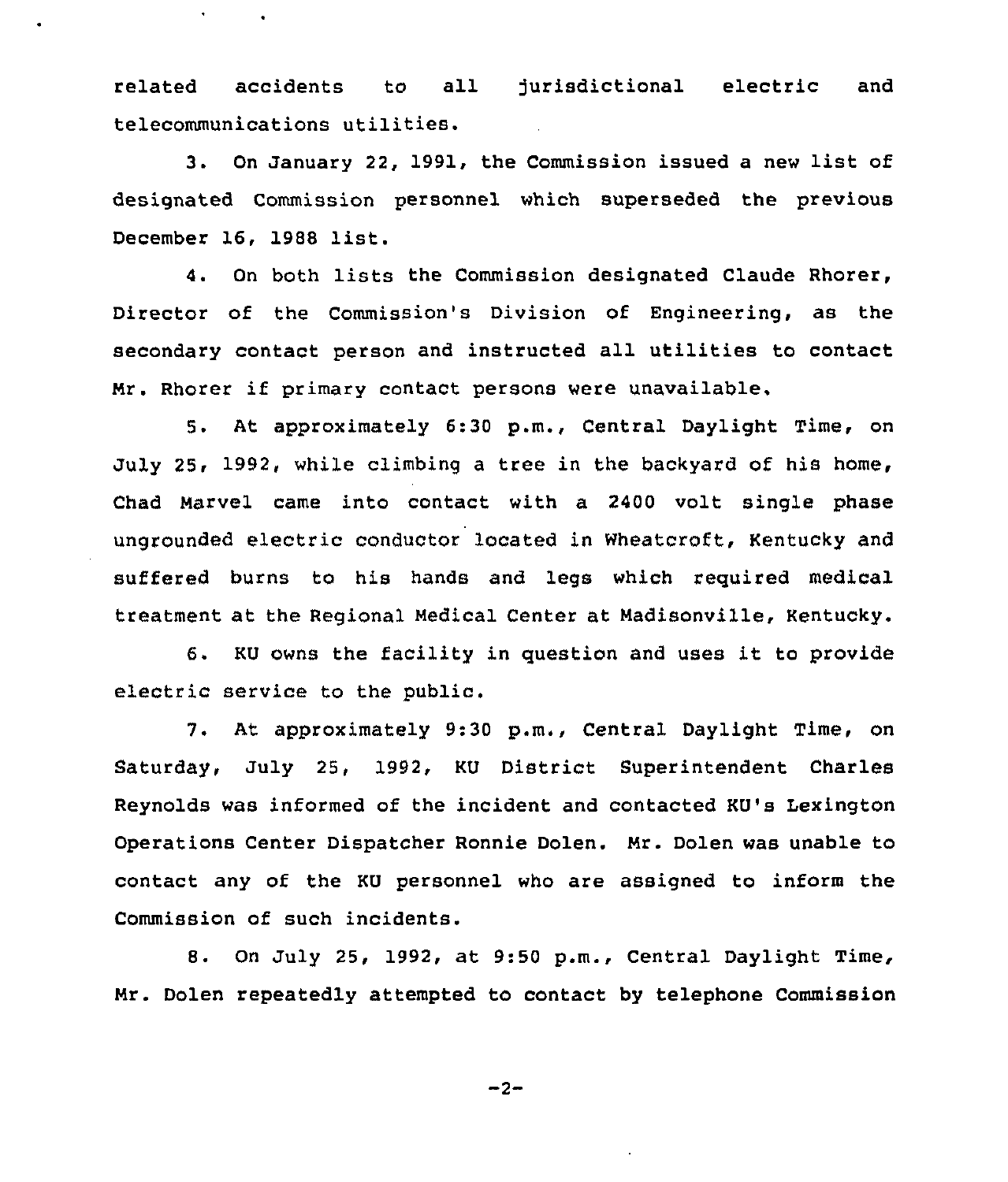related accidents to all jurisdictional electric and telecommunications utilities.

3. On January 22, 1991, the Commission issued a new list of designated Commission personnel which superseded the previous December 16, 1988 list.

4. On both lists the Commission designated Claude Rhorer, Director of the Commission's Division of Engineering, as the secondary contact person and instructed all utilities to contact Mr. Rhorer if primary contact persons were unavailable.

5. At approximately 6:30 p.m., Central Daylight Time, on July 25, 1992, while climbing a tree in the backyard of his home, Chad Marvel came into contact with a 2400 volt single phase ungrounded electric conductor located in Wheatcroft, Kentucky and suffered burns to his hands and legs which required medical treatment at the Regional Medical Center at Madisonville, Kentucky.

6. KU owns the facility in question and uses it to provide electric service to the public.

7. At approximately 9:30 p.m., Central Daylight Time, on Saturday, July 25, 1992, KU District Superintendent Charles Reynolds was informed of the incident and contacted KU's Lexington Operations Center Dispatcher Ronnie Dolen. Mr. Dolen was unable to contact any of the KU personnel who are assigned to inform the Commission of such incidents.

8. On July 25, 1992, at 9:50 p.m., Central Daylight Time, Mr. Dolen repeatedly attempted to contact by telephone Commission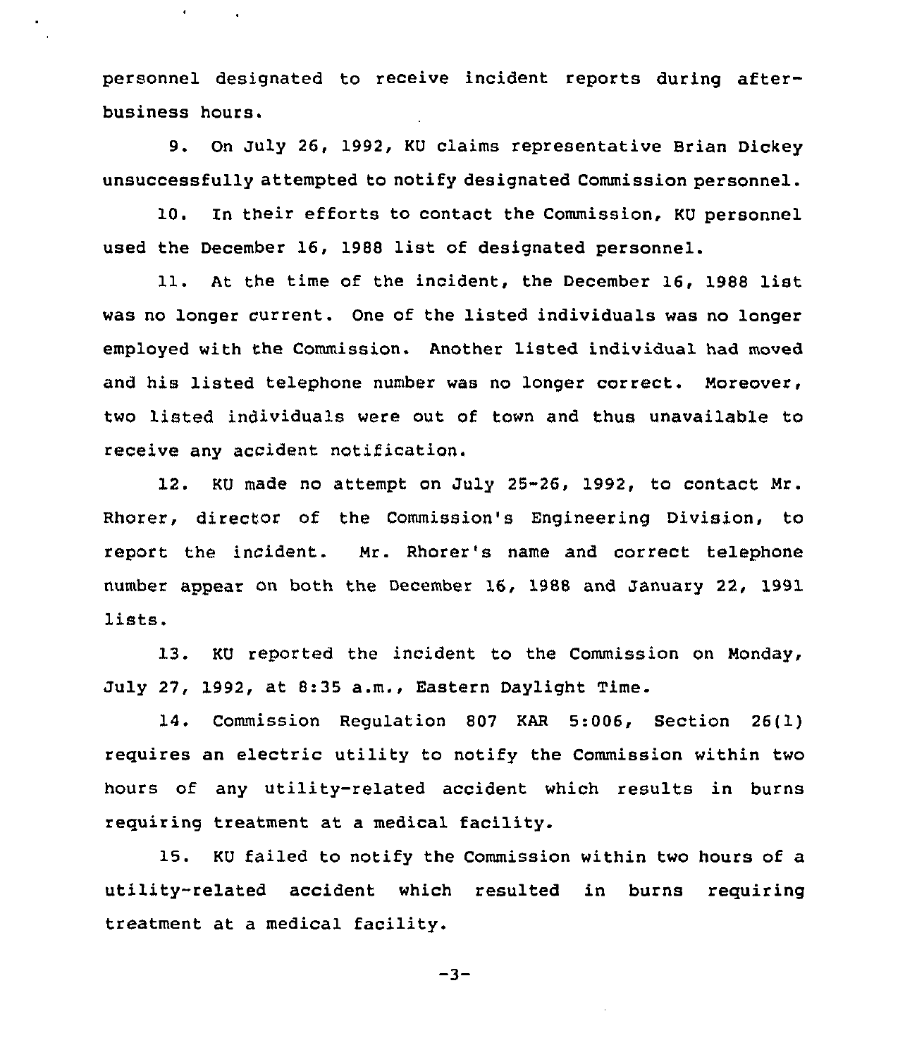personnel designated to receive incident reports during after-business hours.

9. On July 26, 1992, KU claims representative Brian Dickey unsuccessfully attempted to notify designated Commission personnel.

10. In their efforts to contact the Commission, KU personnel used the December 16, 1988 list of designated personnel.

11. At the time of the incident, the December 16, 1988 list was no longer current. One of the listed individuals was no longer employed with the Commission. Another listed individual had moved and his listed telephone number was no longer correct. Moreover, two listed individuals were out of town and thus unavailable to receive any accident notification.

12. KU made no attempt on July 25-26, 1992, to contact Mr. Rhorer, director of the Commission's Engineering Division, to report the incident. Mr. Rhorer's name and correct telephone number appear on both the December 16, 1988 and January 22, 1991 lists.

13. KU reported the incident to the Commission on Monday, July 27, 1992, at 8:35 a.m., Eastern Daylight Time.

14. Commission Regulation 807 KAR 5:006, Section 26(1) requires an electric utility to notify the Commission within two hours of any utility-related accident which results in burns requiring treatment at a medical facility.

15. KU failed to notify the Commission within two hours of a utility-related accident which resulted in burns requiring treatment at a medical facility.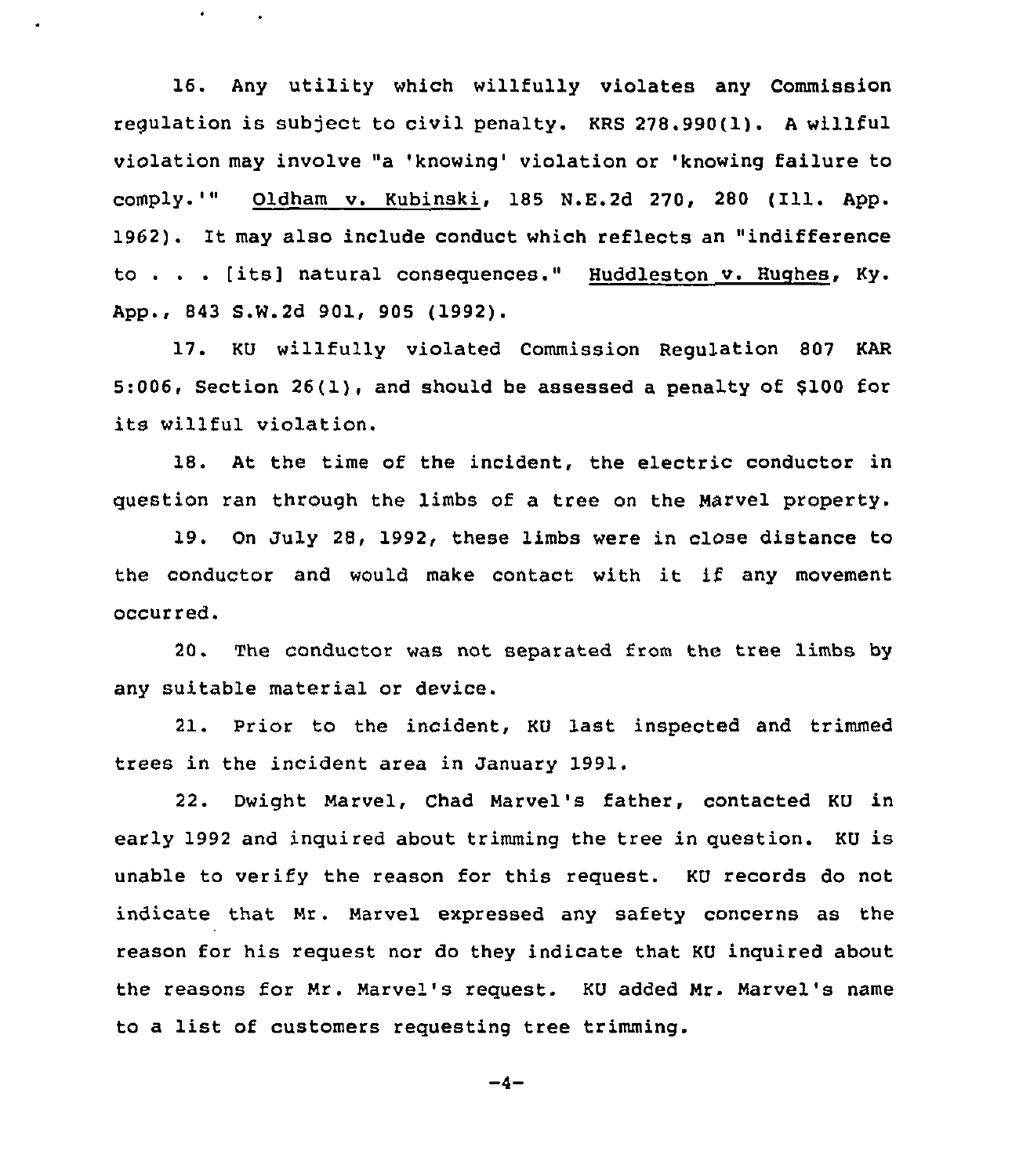16. Any utility which willfully violates any Commission regulation is subject to civil penalty. KRS 278.990(1). A willful violation may involve "a 'knowing' violation or 'knowing failure to comply.'" Oldham v. Kubinski, 185 N.E.2d 270, 280 (Ill. App. 1962). It may also include conduct which reflects an "indifference to . . . [its] natural consequences." Huddleston v. Hughes, Ky. App., 843 S.W.2d 901, 905 (1992).

17. KU willfully violated Commission Regulation 807 KAR 5:006, Section 26(1), and should be assessed a penalty of $100 for its willful violation.

18. At the time of the incident, the electric conductor in question ran through the limbs of a tree on the Marvel property.

19. On July 28, 1992, these limbs were in close distance to the conductor and would make contact with it if any movement occurred.

20. The conductor was not separated from the tree limbs by any suitable material or device.

21. Prior to the incident, KU last inspected and trimmed trees in the incident area in January 1991.

22. Dwight Marvel, Chad Marvel's father, contacted KU in early 1992 and inquired about trimming the tree in question. KU is unable to verify the reason for this request. KU records do not indicate that Mr. Marvel expressed any safety concerns as the reason for his request nor do they indicate that KU inquired about the reasons for Mr. Marvel's request. KU added Mr. Marvel's name to a list of customers requesting tree trimming.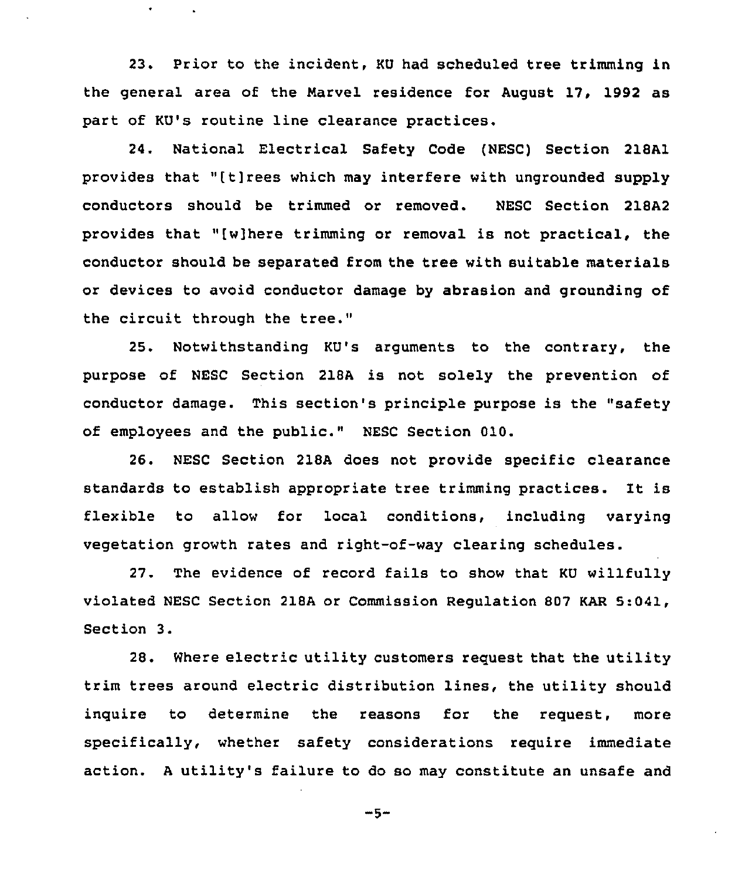23. Prior to the incident, KU had scheduled tree trimming in the general area of the Marvel residence for August 17, 1992 as part of KU's routine line clearance practices.

24. National Electrical Safety Code (NESC) Section 218A1 provides that "[t]rees which may interfere with ungrounded supply conductors should be trimmed or removed. NESC Section 218A2 provides that "[w]here trimming or removal is not practical, the conductor should be separated from the tree with suitable materials or devices to avoid conductor damage by abrasion and grounding of the circuit through the tree."

25. Notwithstanding KU's arguments to the contrary, the purpose of NESC Section 218A is not solely the prevention of conductor damage. This section's principle purpose is the "safety of employees and the public." NESC Section 010.

26. NESC Section 218A does not provide specific clearance standards to establish appropriate tree trimming practices. It is flexible to allow for local conditions, including varying vegetation growth rates and right-of-way clearing schedules.

27. The evidence of record fails to show that KU willfully violated NESC Section 218A or Commission Regulation 807 KAR 5:041, Section 3.

28. Where electric utility customers request that the utility trim trees around electric distribution lines, the utility should inquire to determine the reasons for the request, more specifically, whether safety considerations require immediate action. A utility's failure to do so may constitute an unsafe and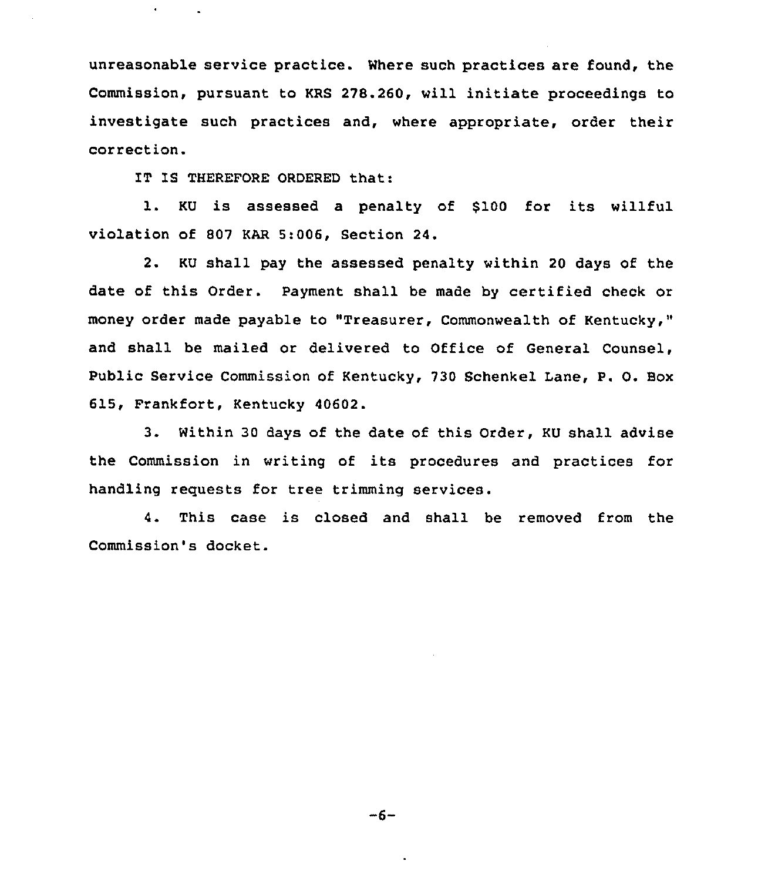unreasonable service practice. Where such practices are found, the Commission, pursuant to KRS 278.260, will initiate proceedings to investigate such practices and, where appropriate, order their correction.

IT IS THEREFORE ORDERED that:

1. KU is assessed a penalty of $100 for its willful violation of 807 KAR 5:006, Section 24.

2. KU shall pay the assessed penalty within 20 days of the date of this Order. Payment shall be made by certified check or money order made payable to "Treasurer, Commonwealth of Kentucky," and shall be mailed or delivered to Office of General Counsel, Public Service Commission of Kentucky, 730 Schenkel Lane, P. O. Box 615, Frankfort, Kentucky 40602.

3. Within 30 days of the date of this Order, KU shall advise the Commission in writing of its procedures and practices for handling requests for tree trimming services.

4. This case is closed and shall be removed from the Commission's docket.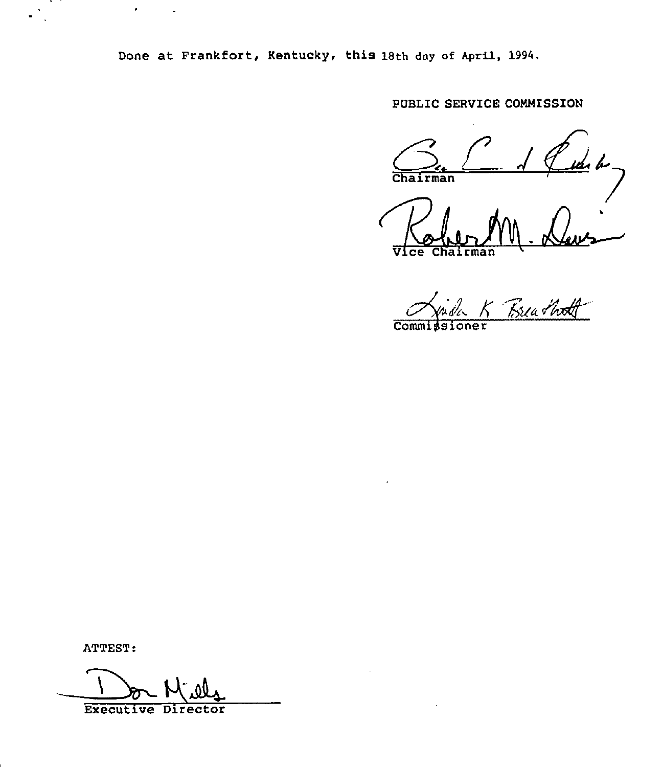Done at Frankfort, Kentucky, this 18th day of April, 1994.

PUBLIC SERVICE COMMISSION

Chairman

Vice Chairman

Commissioner

ATTEST:

Executive Director